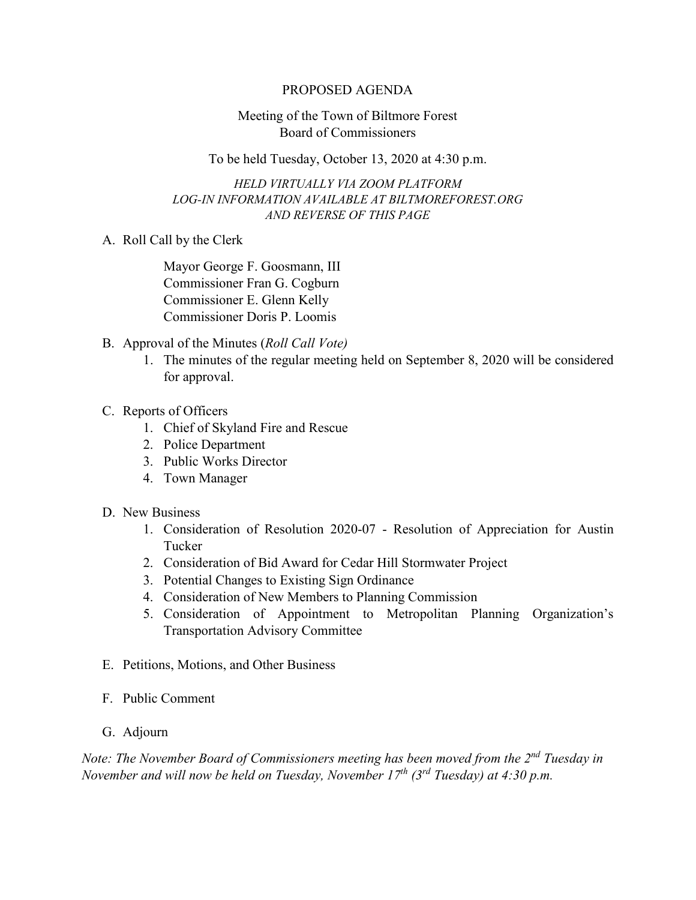# PROPOSED AGENDA

## Meeting of the Town of Biltmore Forest Board of Commissioners

To be held Tuesday, October 13, 2020 at 4:30 p.m.

*HELD VIRTUALLY VIA ZOOM PLATFORM*
*LOG-IN INFORMATION AVAILABLE AT BILTMOREFOREST.ORG*
*AND REVERSE OF THIS PAGE*

A. Roll Call by the Clerk

   Mayor George F. Goosmann, III
   Commissioner Fran G. Cogburn
   Commissioner E. Glenn Kelly
   Commissioner Doris P. Loomis

B. Approval of the Minutes (*Roll Call Vote)*
   1. The minutes of the regular meeting held on September 8, 2020 will be considered for approval.

C. Reports of Officers
   1. Chief of Skyland Fire and Rescue
   2. Police Department
   3. Public Works Director
   4. Town Manager

D. New Business
   1. Consideration of Resolution 2020-07 - Resolution of Appreciation for Austin Tucker
   2. Consideration of Bid Award for Cedar Hill Stormwater Project
   3. Potential Changes to Existing Sign Ordinance
   4. Consideration of New Members to Planning Commission
   5. Consideration of Appointment to Metropolitan Planning Organization's Transportation Advisory Committee

E. Petitions, Motions, and Other Business

F. Public Comment

G. Adjourn

*Note: The November Board of Commissioners meeting has been moved from the 2nd Tuesday in November and will now be held on Tuesday, November 17th (3rd Tuesday) at 4:30 p.m.*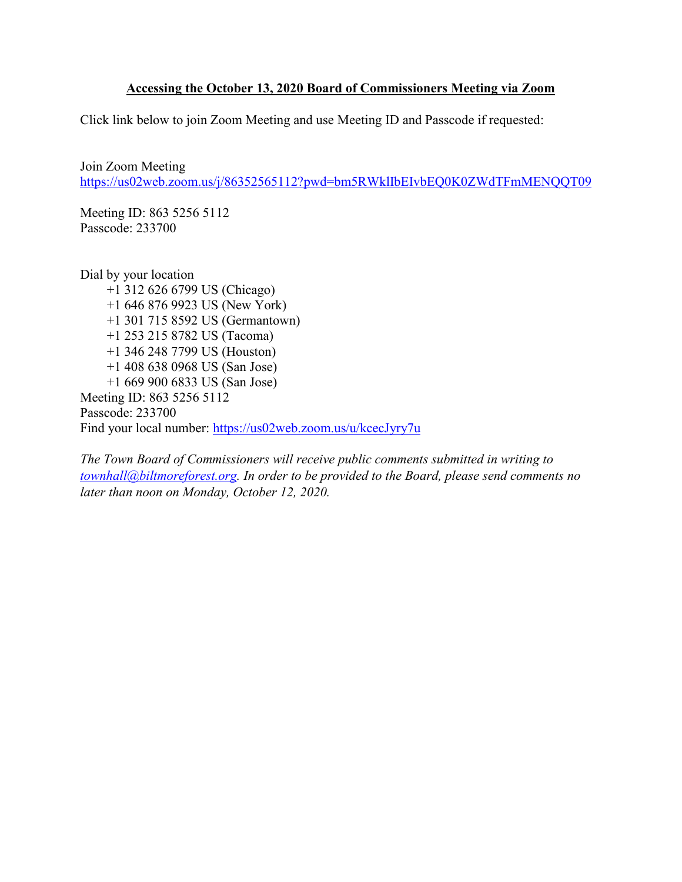**Accessing the October 13, 2020 Board of Commissioners Meeting via Zoom**

Click link below to join Zoom Meeting and use Meeting ID and Passcode if requested:

Join Zoom Meeting
https://us02web.zoom.us/j/86352565112?pwd=bm5RWklIbEIvbEQ0K0ZWdTFmMENQQT09

Meeting ID: 863 5256 5112
Passcode: 233700

Dial by your location
- +1 312 626 6799 US (Chicago)
- +1 646 876 9923 US (New York)
- +1 301 715 8592 US (Germantown)
- +1 253 215 8782 US (Tacoma)
- +1 346 248 7799 US (Houston)
- +1 408 638 0968 US (San Jose)
- +1 669 900 6833 US (San Jose)

Meeting ID: 863 5256 5112
Passcode: 233700
Find your local number: https://us02web.zoom.us/u/kcecJyry7u

*The Town Board of Commissioners will receive public comments submitted in writing to townhall@biltmoreforest.org. In order to be provided to the Board, please send comments no later than noon on Monday, October 12, 2020.*